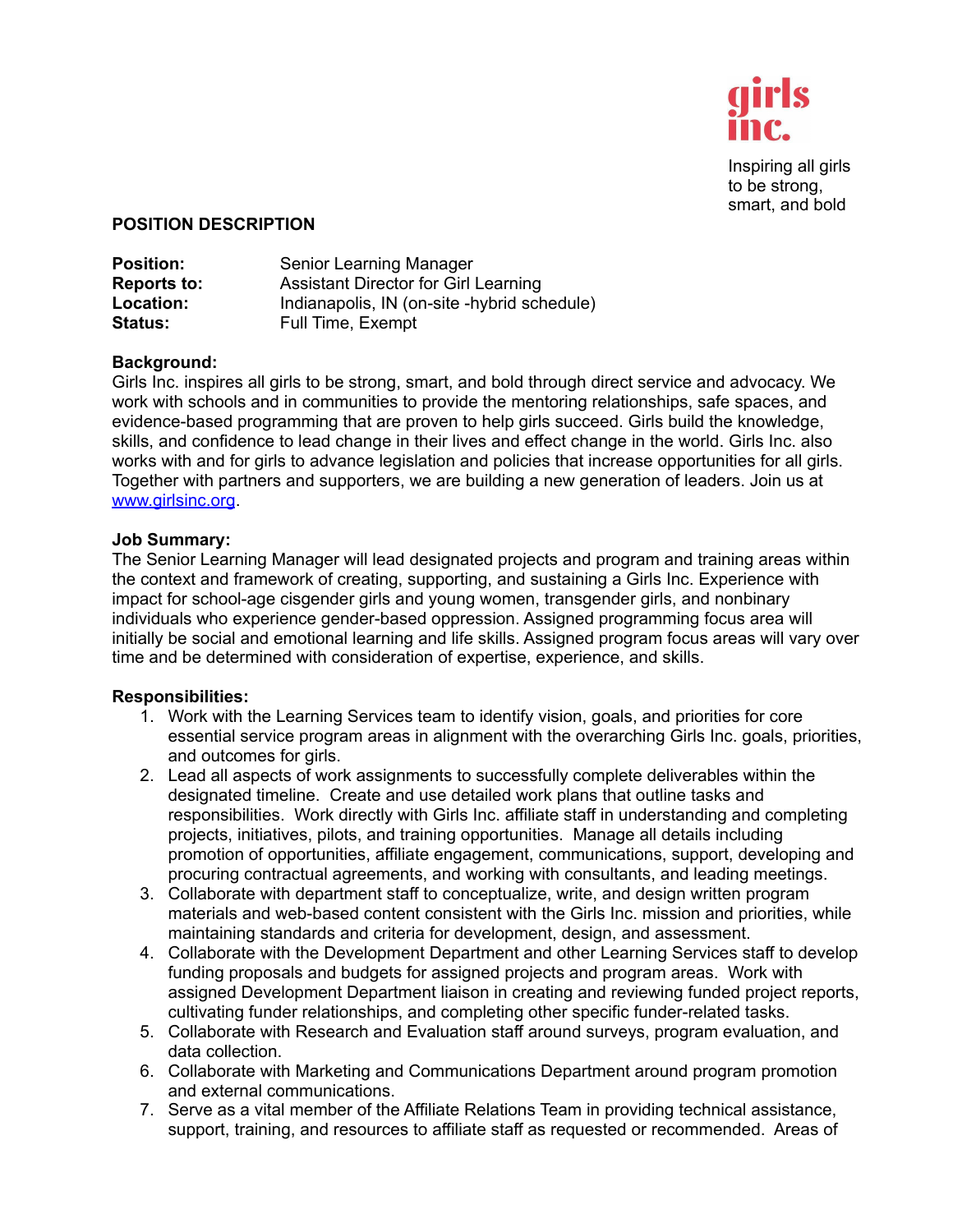girls inc.

Inspiring all girls to be strong, smart, and bold

**POSITION DESCRIPTION**

| | |
|---|---|
| **Position:** | Senior Learning Manager |
| **Reports to:** | Assistant Director for Girl Learning |
| **Location:** | Indianapolis, IN (on-site -hybrid schedule) |
| **Status:** | Full Time, Exempt |

**Background:**
Girls Inc. inspires all girls to be strong, smart, and bold through direct service and advocacy. We work with schools and in communities to provide the mentoring relationships, safe spaces, and evidence-based programming that are proven to help girls succeed. Girls build the knowledge, skills, and confidence to lead change in their lives and effect change in the world. Girls Inc. also works with and for girls to advance legislation and policies that increase opportunities for all girls. Together with partners and supporters, we are building a new generation of leaders. Join us at www.girlsinc.org.

**Job Summary:**
The Senior Learning Manager will lead designated projects and program and training areas within the context and framework of creating, supporting, and sustaining a Girls Inc. Experience with impact for school-age cisgender girls and young women, transgender girls, and nonbinary individuals who experience gender-based oppression. Assigned programming focus area will initially be social and emotional learning and life skills. Assigned program focus areas will vary over time and be determined with consideration of expertise, experience, and skills.

**Responsibilities:**

1. Work with the Learning Services team to identify vision, goals, and priorities for core essential service program areas in alignment with the overarching Girls Inc. goals, priorities, and outcomes for girls.
2. Lead all aspects of work assignments to successfully complete deliverables within the designated timeline. Create and use detailed work plans that outline tasks and responsibilities. Work directly with Girls Inc. affiliate staff in understanding and completing projects, initiatives, pilots, and training opportunities. Manage all details including promotion of opportunities, affiliate engagement, communications, support, developing and procuring contractual agreements, and working with consultants, and leading meetings.
3. Collaborate with department staff to conceptualize, write, and design written program materials and web-based content consistent with the Girls Inc. mission and priorities, while maintaining standards and criteria for development, design, and assessment.
4. Collaborate with the Development Department and other Learning Services staff to develop funding proposals and budgets for assigned projects and program areas. Work with assigned Development Department liaison in creating and reviewing funded project reports, cultivating funder relationships, and completing other specific funder-related tasks.
5. Collaborate with Research and Evaluation staff around surveys, program evaluation, and data collection.
6. Collaborate with Marketing and Communications Department around program promotion and external communications.
7. Serve as a vital member of the Affiliate Relations Team in providing technical assistance, support, training, and resources to affiliate staff as requested or recommended. Areas of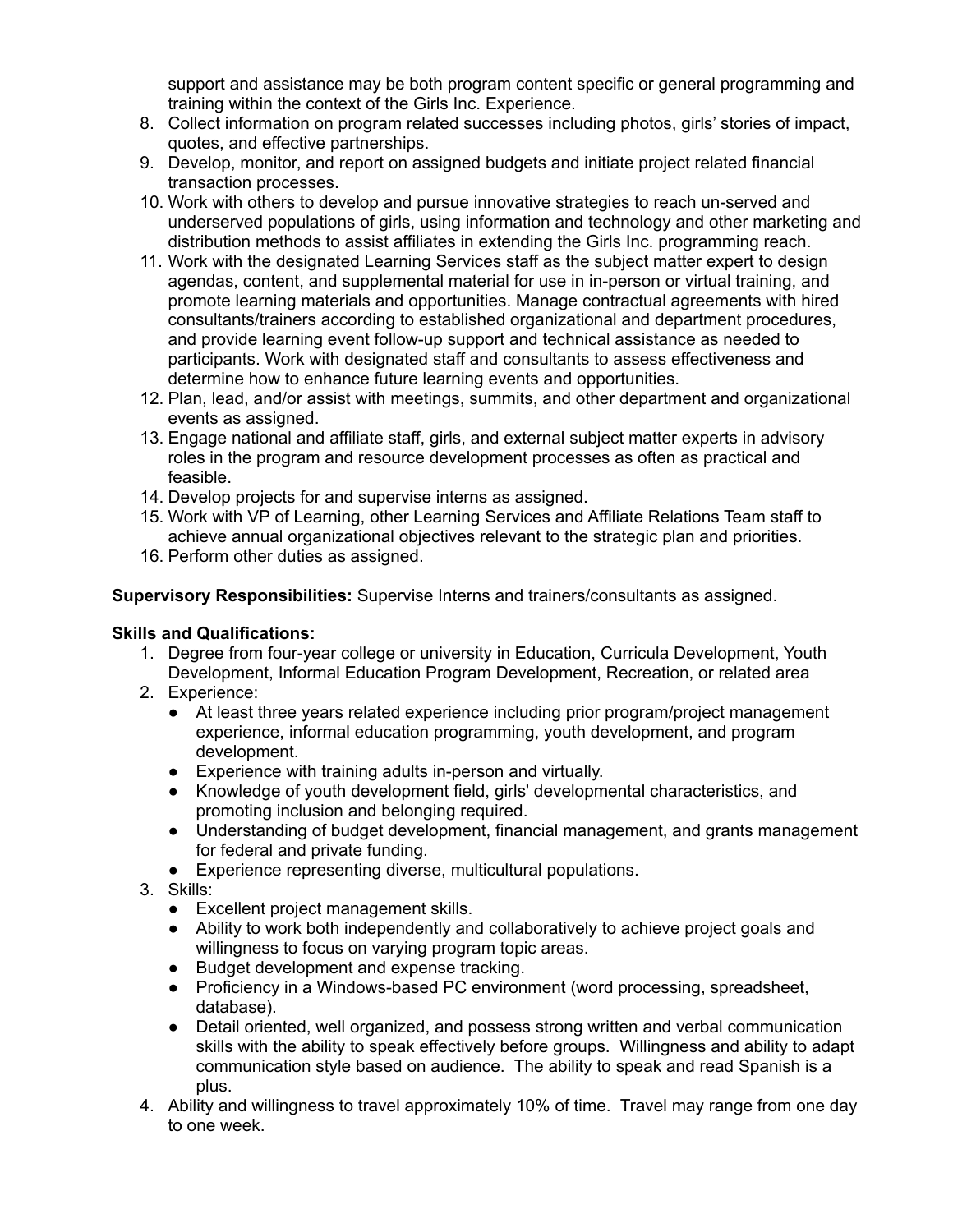support and assistance may be both program content specific or general programming and training within the context of the Girls Inc. Experience.

8. Collect information on program related successes including photos, girls' stories of impact, quotes, and effective partnerships.
9. Develop, monitor, and report on assigned budgets and initiate project related financial transaction processes.
10. Work with others to develop and pursue innovative strategies to reach un-served and underserved populations of girls, using information and technology and other marketing and distribution methods to assist affiliates in extending the Girls Inc. programming reach.
11. Work with the designated Learning Services staff as the subject matter expert to design agendas, content, and supplemental material for use in in-person or virtual training, and promote learning materials and opportunities. Manage contractual agreements with hired consultants/trainers according to established organizational and department procedures, and provide learning event follow-up support and technical assistance as needed to participants. Work with designated staff and consultants to assess effectiveness and determine how to enhance future learning events and opportunities.
12. Plan, lead, and/or assist with meetings, summits, and other department and organizational events as assigned.
13. Engage national and affiliate staff, girls, and external subject matter experts in advisory roles in the program and resource development processes as often as practical and feasible.
14. Develop projects for and supervise interns as assigned.
15. Work with VP of Learning, other Learning Services and Affiliate Relations Team staff to achieve annual organizational objectives relevant to the strategic plan and priorities.
16. Perform other duties as assigned.

**Supervisory Responsibilities:** Supervise Interns and trainers/consultants as assigned.

**Skills and Qualifications:**

1. Degree from four-year college or university in Education, Curricula Development, Youth Development, Informal Education Program Development, Recreation, or related area
2. Experience:
   - At least three years related experience including prior program/project management experience, informal education programming, youth development, and program development.
   - Experience with training adults in-person and virtually.
   - Knowledge of youth development field, girls' developmental characteristics, and promoting inclusion and belonging required.
   - Understanding of budget development, financial management, and grants management for federal and private funding.
   - Experience representing diverse, multicultural populations.
3. Skills:
   - Excellent project management skills.
   - Ability to work both independently and collaboratively to achieve project goals and willingness to focus on varying program topic areas.
   - Budget development and expense tracking.
   - Proficiency in a Windows-based PC environment (word processing, spreadsheet, database).
   - Detail oriented, well organized, and possess strong written and verbal communication skills with the ability to speak effectively before groups. Willingness and ability to adapt communication style based on audience. The ability to speak and read Spanish is a plus.
4. Ability and willingness to travel approximately 10% of time. Travel may range from one day to one week.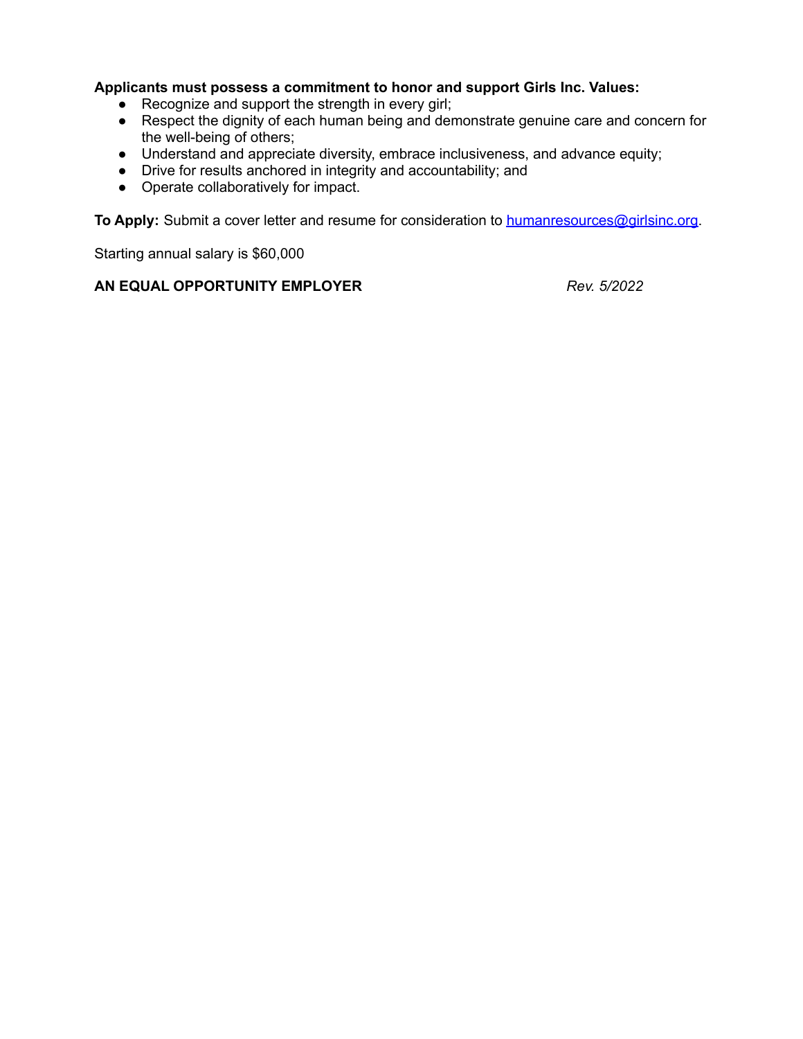**Applicants must possess a commitment to honor and support Girls Inc. Values:**

- Recognize and support the strength in every girl;
- Respect the dignity of each human being and demonstrate genuine care and concern for the well-being of others;
- Understand and appreciate diversity, embrace inclusiveness, and advance equity;
- Drive for results anchored in integrity and accountability; and
- Operate collaboratively for impact.

**To Apply:** Submit a cover letter and resume for consideration to humanresources@girlsinc.org.

Starting annual salary is $60,000

**AN EQUAL OPPORTUNITY EMPLOYER** *Rev. 5/2022*